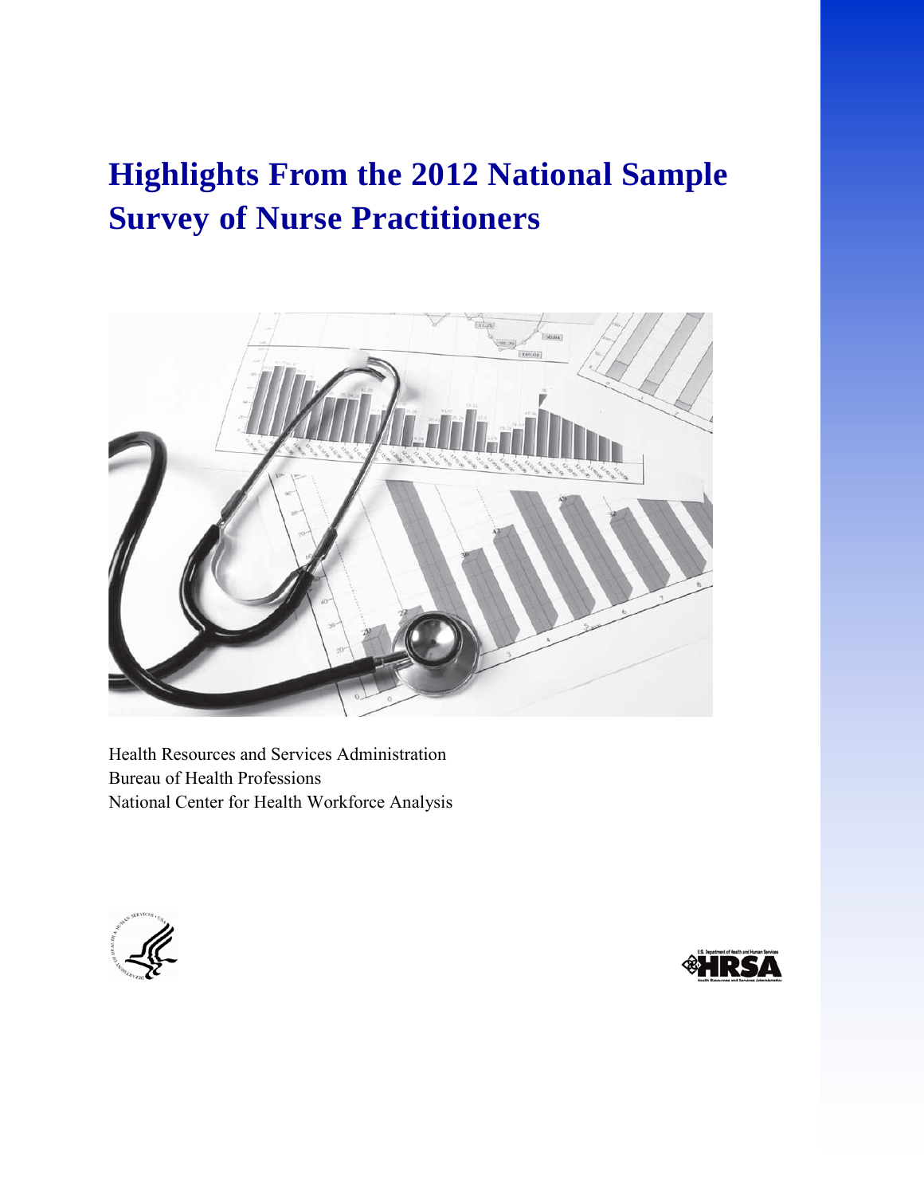# Highlights From the 2012 National Sample Survey of Nurse Practitioners

Health Resources and Services Administration
Bureau of Health Professions
National Center for Health Workforce Analysis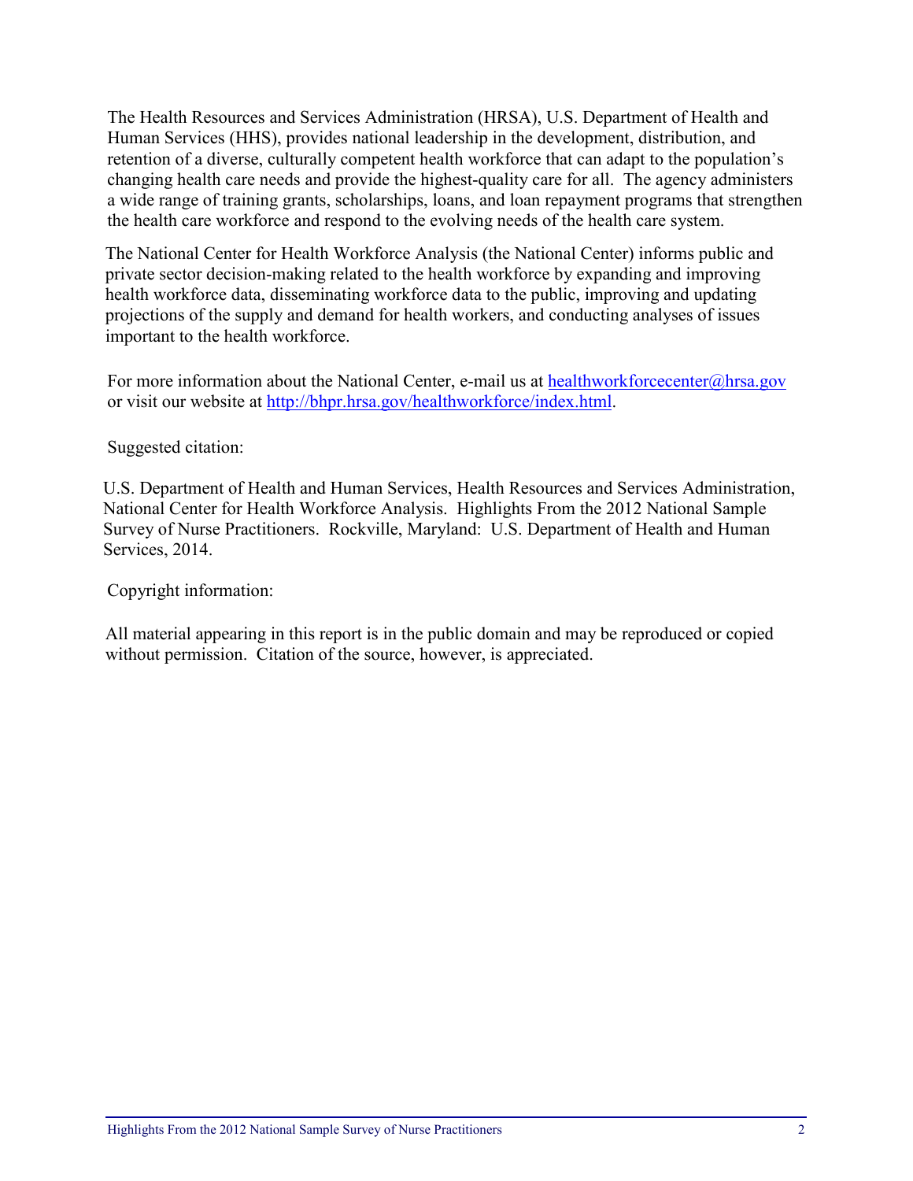The Health Resources and Services Administration (HRSA), U.S. Department of Health and Human Services (HHS), provides national leadership in the development, distribution, and retention of a diverse, culturally competent health workforce that can adapt to the population's changing health care needs and provide the highest-quality care for all. The agency administers a wide range of training grants, scholarships, loans, and loan repayment programs that strengthen the health care workforce and respond to the evolving needs of the health care system.

The National Center for Health Workforce Analysis (the National Center) informs public and private sector decision-making related to the health workforce by expanding and improving health workforce data, disseminating workforce data to the public, improving and updating projections of the supply and demand for health workers, and conducting analyses of issues important to the health workforce.

For more information about the National Center, e-mail us at [healthworkforcecenter@hrsa.gov](mailto:healthworkforcecenter@hrsa.gov) or visit our website at [http://bhpr.hrsa.gov/healthworkforce/index.html](http://bhpr.hrsa.gov/healthworkforce/index.html).

Suggested citation:

U.S. Department of Health and Human Services, Health Resources and Services Administration, National Center for Health Workforce Analysis. Highlights From the 2012 National Sample Survey of Nurse Practitioners. Rockville, Maryland: U.S. Department of Health and Human Services, 2014.

Copyright information:

All material appearing in this report is in the public domain and may be reproduced or copied without permission. Citation of the source, however, is appreciated.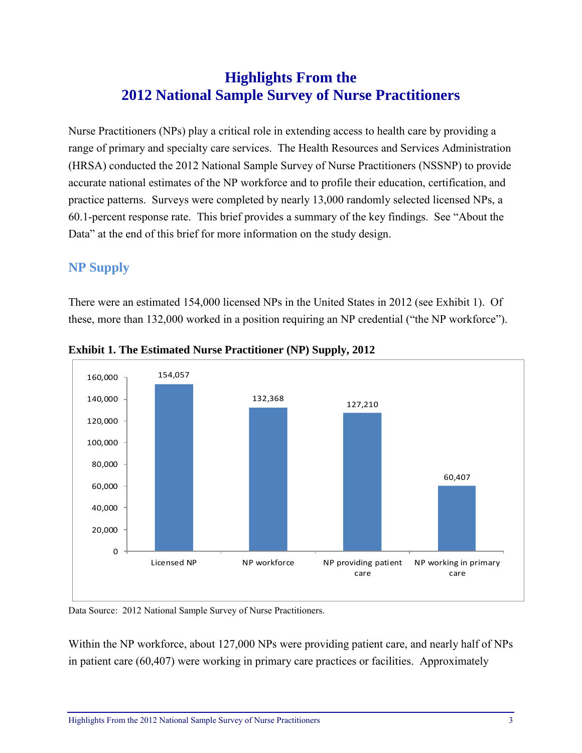# Highlights From the 2012 National Sample Survey of Nurse Practitioners

Nurse Practitioners (NPs) play a critical role in extending access to health care by providing a range of primary and specialty care services. The Health Resources and Services Administration (HRSA) conducted the 2012 National Sample Survey of Nurse Practitioners (NSSNP) to provide accurate national estimates of the NP workforce and to profile their education, certification, and practice patterns. Surveys were completed by nearly 13,000 randomly selected licensed NPs, a 60.1-percent response rate. This brief provides a summary of the key findings. See "About the Data" at the end of this brief for more information on the study design.

## NP Supply

There were an estimated 154,000 licensed NPs in the United States in 2012 (see Exhibit 1). Of these, more than 132,000 worked in a position requiring an NP credential ("the NP workforce").

**Exhibit 1. The Estimated Nurse Practitioner (NP) Supply, 2012**

| Category | Number |
|---|---|
| Licensed NP | 154,057 |
| NP workforce | 132,368 |
| NP providing patient care | 127,210 |
| NP working in primary care | 60,407 |

Data Source: 2012 National Sample Survey of Nurse Practitioners.

Within the NP workforce, about 127,000 NPs were providing patient care, and nearly half of NPs in patient care (60,407) were working in primary care practices or facilities. Approximately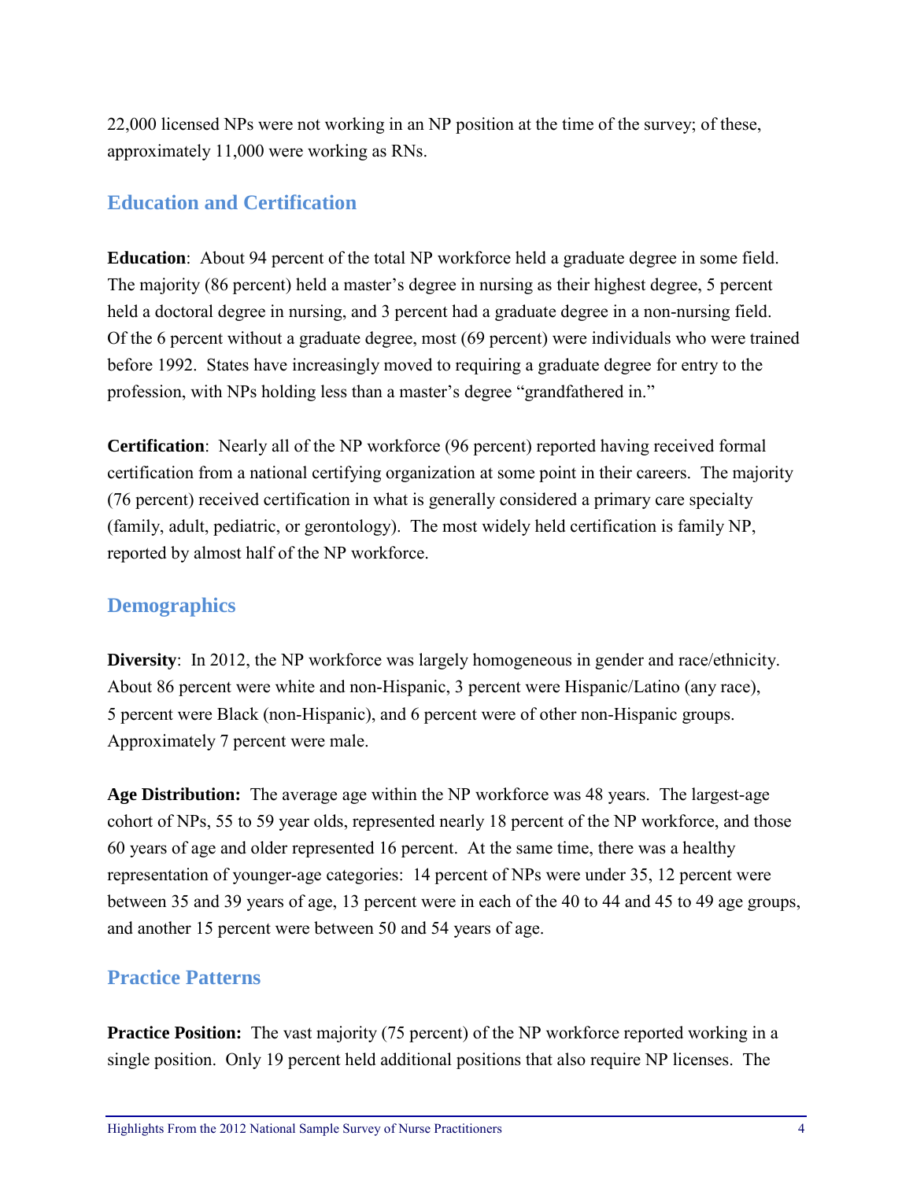22,000 licensed NPs were not working in an NP position at the time of the survey; of these, approximately 11,000 were working as RNs.

## Education and Certification

**Education**: About 94 percent of the total NP workforce held a graduate degree in some field. The majority (86 percent) held a master's degree in nursing as their highest degree, 5 percent held a doctoral degree in nursing, and 3 percent had a graduate degree in a non-nursing field. Of the 6 percent without a graduate degree, most (69 percent) were individuals who were trained before 1992. States have increasingly moved to requiring a graduate degree for entry to the profession, with NPs holding less than a master's degree "grandfathered in."

**Certification**: Nearly all of the NP workforce (96 percent) reported having received formal certification from a national certifying organization at some point in their careers. The majority (76 percent) received certification in what is generally considered a primary care specialty (family, adult, pediatric, or gerontology). The most widely held certification is family NP, reported by almost half of the NP workforce.

## Demographics

**Diversity**: In 2012, the NP workforce was largely homogeneous in gender and race/ethnicity. About 86 percent were white and non-Hispanic, 3 percent were Hispanic/Latino (any race), 5 percent were Black (non-Hispanic), and 6 percent were of other non-Hispanic groups. Approximately 7 percent were male.

**Age Distribution:** The average age within the NP workforce was 48 years. The largest-age cohort of NPs, 55 to 59 year olds, represented nearly 18 percent of the NP workforce, and those 60 years of age and older represented 16 percent. At the same time, there was a healthy representation of younger-age categories: 14 percent of NPs were under 35, 12 percent were between 35 and 39 years of age, 13 percent were in each of the 40 to 44 and 45 to 49 age groups, and another 15 percent were between 50 and 54 years of age.

## Practice Patterns

**Practice Position:** The vast majority (75 percent) of the NP workforce reported working in a single position. Only 19 percent held additional positions that also require NP licenses. The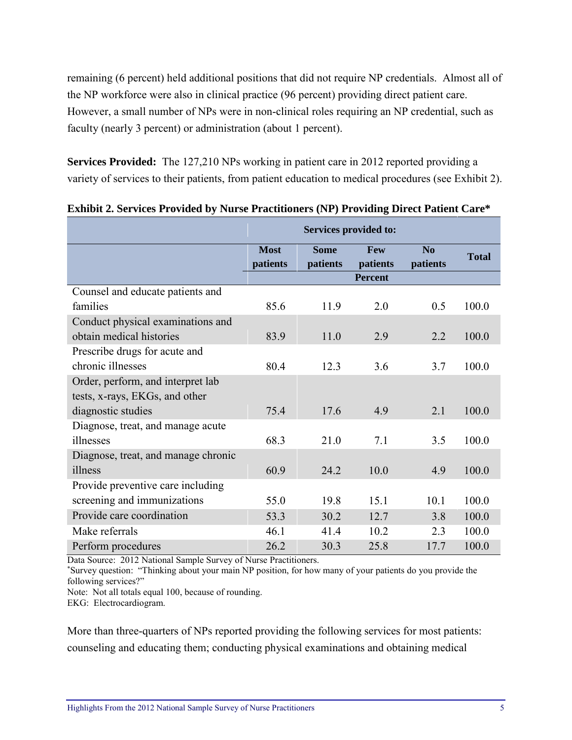remaining (6 percent) held additional positions that did not require NP credentials. Almost all of the NP workforce were also in clinical practice (96 percent) providing direct patient care. However, a small number of NPs were in non-clinical roles requiring an NP credential, such as faculty (nearly 3 percent) or administration (about 1 percent).

**Services Provided:** The 127,210 NPs working in patient care in 2012 reported providing a variety of services to their patients, from patient education to medical procedures (see Exhibit 2).

**Exhibit 2. Services Provided by Nurse Practitioners (NP) Providing Direct Patient Care***

| | Services provided to: | | | | |
|---|---|---|---|---|---|
| | Most patients | Some patients | Few patients | No patients | Total |
| | Percent | | | | |
| Counsel and educate patients and families | 85.6 | 11.9 | 2.0 | 0.5 | 100.0 |
| Conduct physical examinations and obtain medical histories | 83.9 | 11.0 | 2.9 | 2.2 | 100.0 |
| Prescribe drugs for acute and chronic illnesses | 80.4 | 12.3 | 3.6 | 3.7 | 100.0 |
| Order, perform, and interpret lab tests, x-rays, EKGs, and other diagnostic studies | 75.4 | 17.6 | 4.9 | 2.1 | 100.0 |
| Diagnose, treat, and manage acute illnesses | 68.3 | 21.0 | 7.1 | 3.5 | 100.0 |
| Diagnose, treat, and manage chronic illness | 60.9 | 24.2 | 10.0 | 4.9 | 100.0 |
| Provide preventive care including screening and immunizations | 55.0 | 19.8 | 15.1 | 10.1 | 100.0 |
| Provide care coordination | 53.3 | 30.2 | 12.7 | 3.8 | 100.0 |
| Make referrals | 46.1 | 41.4 | 10.2 | 2.3 | 100.0 |
| Perform procedures | 26.2 | 30.3 | 25.8 | 17.7 | 100.0 |

Data Source: 2012 National Sample Survey of Nurse Practitioners.

*Survey question: "Thinking about your main NP position, for how many of your patients do you provide the following services?"

Note: Not all totals equal 100, because of rounding.

EKG: Electrocardiogram.

More than three-quarters of NPs reported providing the following services for most patients: counseling and educating them; conducting physical examinations and obtaining medical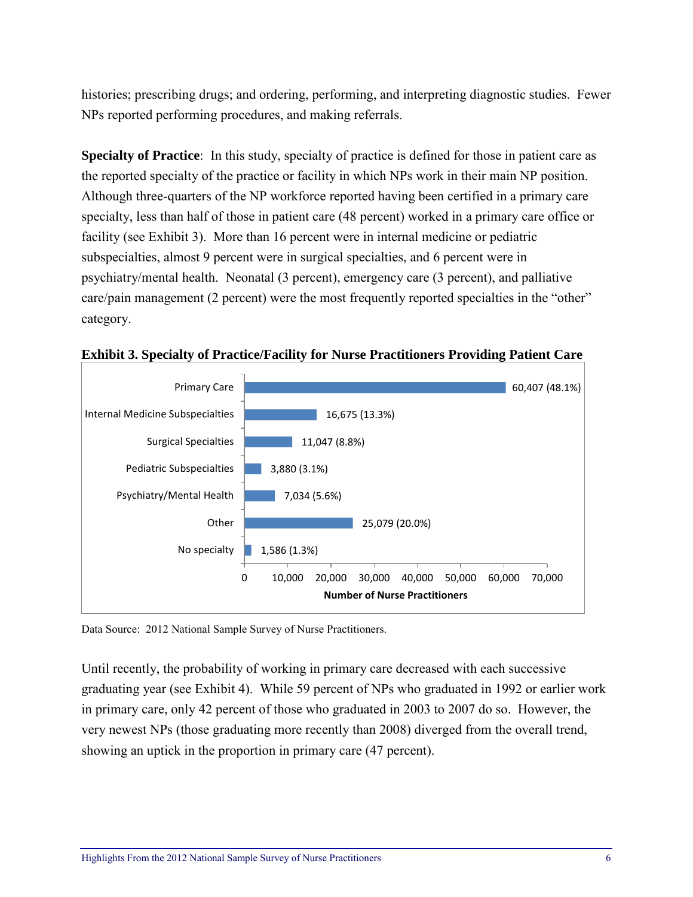histories; prescribing drugs; and ordering, performing, and interpreting diagnostic studies. Fewer NPs reported performing procedures, and making referrals.

**Specialty of Practice**: In this study, specialty of practice is defined for those in patient care as the reported specialty of the practice or facility in which NPs work in their main NP position. Although three-quarters of the NP workforce reported having been certified in a primary care specialty, less than half of those in patient care (48 percent) worked in a primary care office or facility (see Exhibit 3). More than 16 percent were in internal medicine or pediatric subspecialties, almost 9 percent were in surgical specialties, and 6 percent were in psychiatry/mental health. Neonatal (3 percent), emergency care (3 percent), and palliative care/pain management (2 percent) were the most frequently reported specialties in the "other" category.

**Exhibit 3. Specialty of Practice/Facility for Nurse Practitioners Providing Patient Care**

| Specialty | Number of Nurse Practitioners |
|---|---|
| Primary Care | 60,407 (48.1%) |
| Internal Medicine Subspecialties | 16,675 (13.3%) |
| Surgical Specialties | 11,047 (8.8%) |
| Pediatric Subspecialties | 3,880 (3.1%) |
| Psychiatry/Mental Health | 7,034 (5.6%) |
| Other | 25,079 (20.0%) |
| No specialty | 1,586 (1.3%) |

Data Source: 2012 National Sample Survey of Nurse Practitioners.

Until recently, the probability of working in primary care decreased with each successive graduating year (see Exhibit 4). While 59 percent of NPs who graduated in 1992 or earlier work in primary care, only 42 percent of those who graduated in 2003 to 2007 do so. However, the very newest NPs (those graduating more recently than 2008) diverged from the overall trend, showing an uptick in the proportion in primary care (47 percent).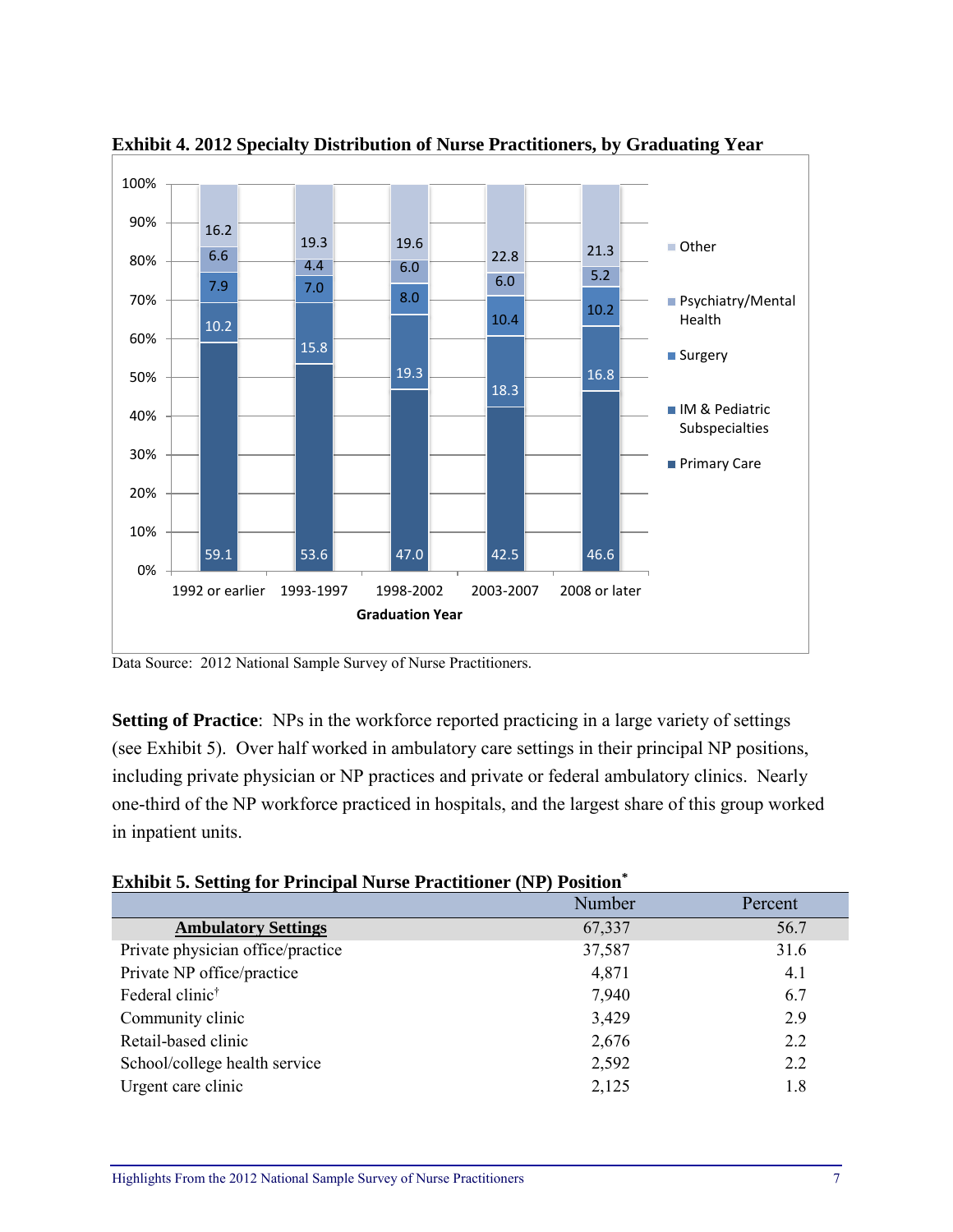**Exhibit 4. 2012 Specialty Distribution of Nurse Practitioners, by Graduating Year**

| Graduation Year | Primary Care | IM & Pediatric Subspecialties | Surgery | Psychiatry/Mental Health | Other |
|---|---|---|---|---|---|
| 1992 or earlier | 59.1 | 10.2 | 7.9 | 6.6 | 16.2 |
| 1993-1997 | 53.6 | 15.8 | 7.0 | 4.4 | 19.3 |
| 1998-2002 | 47.0 | 19.3 | 8.0 | 6.0 | 19.6 |
| 2003-2007 | 42.5 | 18.3 | 10.4 | 6.0 | 22.8 |
| 2008 or later | 46.6 | 16.8 | 10.2 | 5.2 | 21.3 |

Data Source: 2012 National Sample Survey of Nurse Practitioners.

**Setting of Practice**: NPs in the workforce reported practicing in a large variety of settings (see Exhibit 5). Over half worked in ambulatory care settings in their principal NP positions, including private physician or NP practices and private or federal ambulatory clinics. Nearly one-third of the NP workforce practiced in hospitals, and the largest share of this group worked in inpatient units.

**Exhibit 5. Setting for Principal Nurse Practitioner (NP) Position***

| | Number | Percent |
|---|---|---|
| **Ambulatory Settings** | 67,337 | 56.7 |
| Private physician office/practice | 37,587 | 31.6 |
| Private NP office/practice | 4,871 | 4.1 |
| Federal clinic† | 7,940 | 6.7 |
| Community clinic | 3,429 | 2.9 |
| Retail-based clinic | 2,676 | 2.2 |
| School/college health service | 2,592 | 2.2 |
| Urgent care clinic | 2,125 | 1.8 |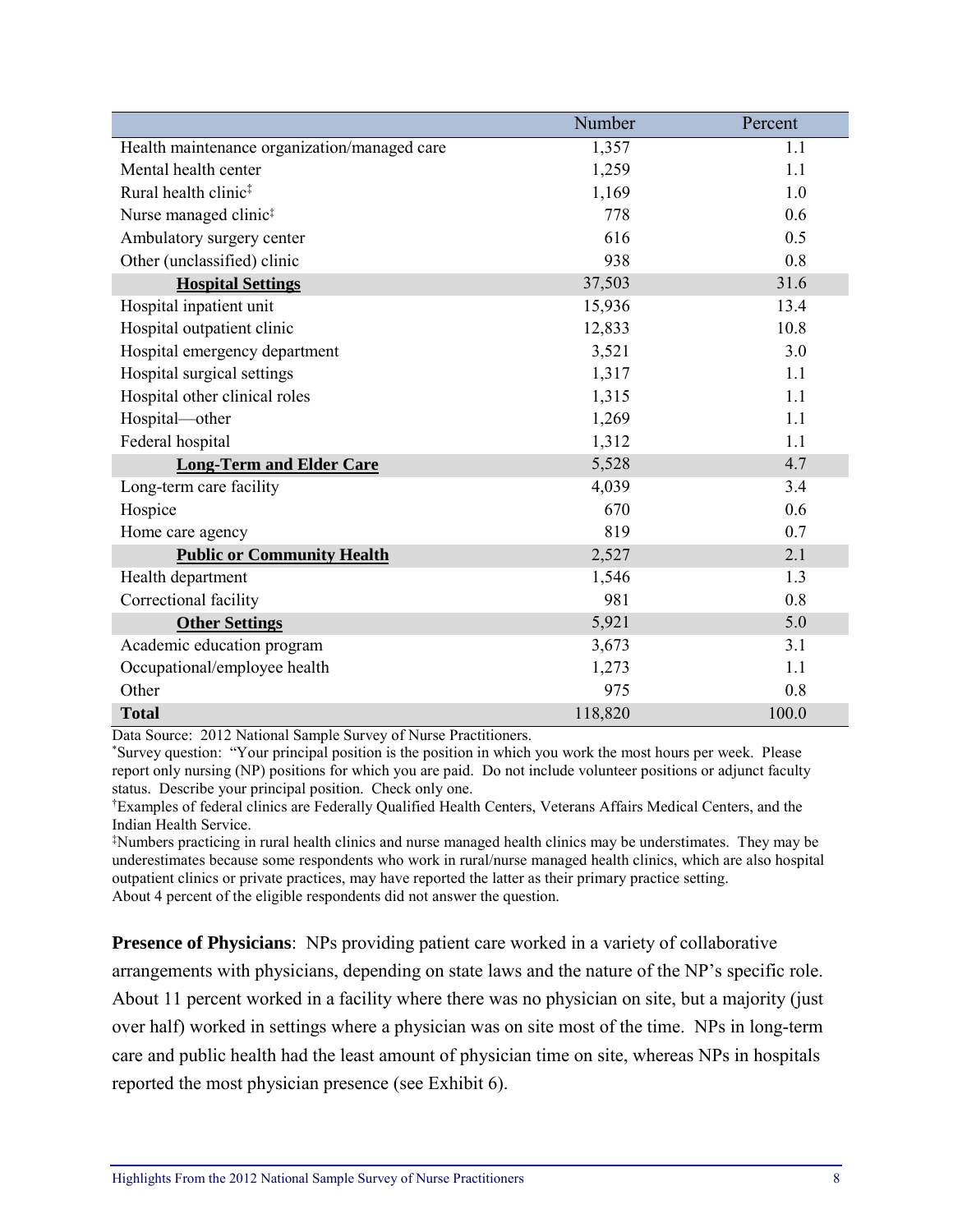| | Number | Percent |
|---|---|---|
| Health maintenance organization/managed care | 1,357 | 1.1 |
| Mental health center | 1,259 | 1.1 |
| Rural health clinic‡ | 1,169 | 1.0 |
| Nurse managed clinic‡ | 778 | 0.6 |
| Ambulatory surgery center | 616 | 0.5 |
| Other (unclassified) clinic | 938 | 0.8 |
| **Hospital Settings** | 37,503 | 31.6 |
| Hospital inpatient unit | 15,936 | 13.4 |
| Hospital outpatient clinic | 12,833 | 10.8 |
| Hospital emergency department | 3,521 | 3.0 |
| Hospital surgical settings | 1,317 | 1.1 |
| Hospital other clinical roles | 1,315 | 1.1 |
| Hospital—other | 1,269 | 1.1 |
| Federal hospital | 1,312 | 1.1 |
| **Long-Term and Elder Care** | 5,528 | 4.7 |
| Long-term care facility | 4,039 | 3.4 |
| Hospice | 670 | 0.6 |
| Home care agency | 819 | 0.7 |
| **Public or Community Health** | 2,527 | 2.1 |
| Health department | 1,546 | 1.3 |
| Correctional facility | 981 | 0.8 |
| **Other Settings** | 5,921 | 5.0 |
| Academic education program | 3,673 | 3.1 |
| Occupational/employee health | 1,273 | 1.1 |
| Other | 975 | 0.8 |
| **Total** | 118,820 | 100.0 |

Data Source: 2012 National Sample Survey of Nurse Practitioners.
*Survey question: "Your principal position is the position in which you work the most hours per week. Please report only nursing (NP) positions for which you are paid. Do not include volunteer positions or adjunct faculty status. Describe your principal position. Check only one.
†Examples of federal clinics are Federally Qualified Health Centers, Veterans Affairs Medical Centers, and the Indian Health Service.
‡Numbers practicing in rural health clinics and nurse managed health clinics may be understimates. They may be underestimates because some respondents who work in rural/nurse managed health clinics, which are also hospital outpatient clinics or private practices, may have reported the latter as their primary practice setting.
About 4 percent of the eligible respondents did not answer the question.

**Presence of Physicians**: NPs providing patient care worked in a variety of collaborative arrangements with physicians, depending on state laws and the nature of the NP's specific role. About 11 percent worked in a facility where there was no physician on site, but a majority (just over half) worked in settings where a physician was on site most of the time. NPs in long-term care and public health had the least amount of physician time on site, whereas NPs in hospitals reported the most physician presence (see Exhibit 6).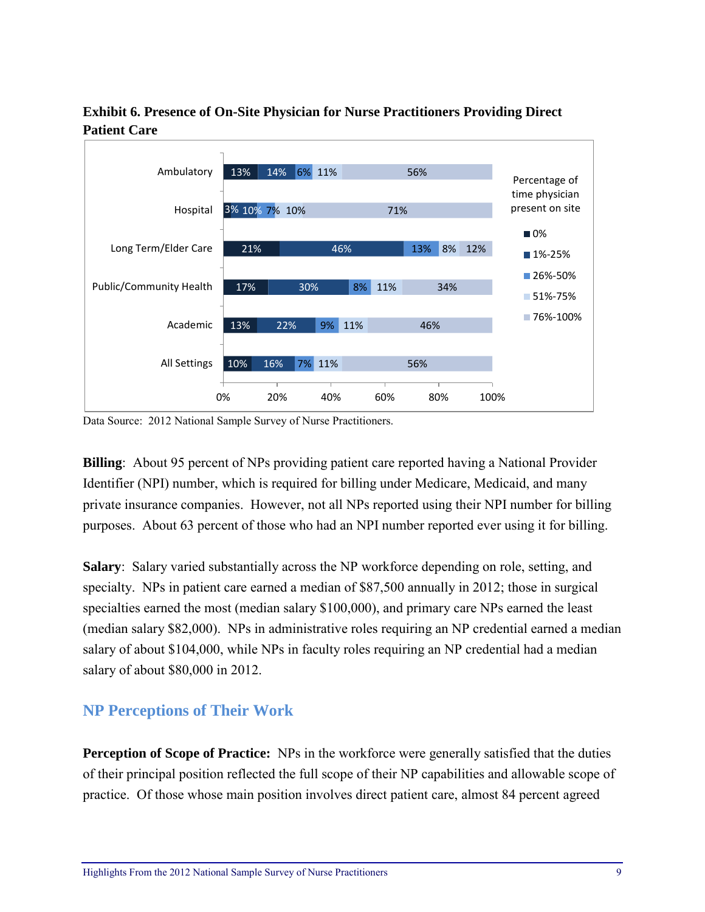**Exhibit 6. Presence of On-Site Physician for Nurse Practitioners Providing Direct Patient Care**

Percentage of time physician present on site

| Setting | 0% | 1%-25% | 26%-50% | 51%-75% | 76%-100% |
|---|---|---|---|---|---|
| Ambulatory | 13% | 14% | 6% | 11% | 56% |
| Hospital | 3% | 10% | 7% | 10% | 71% |
| Long Term/Elder Care | 21% | 46% | 13% | 8% | 12% |
| Public/Community Health | 17% | 30% | 8% | 11% | 34% |
| Academic | 13% | 22% | 9% | 11% | 46% |
| All Settings | 10% | 16% | 7% | 11% | 56% |

Data Source: 2012 National Sample Survey of Nurse Practitioners.

**Billing**: About 95 percent of NPs providing patient care reported having a National Provider Identifier (NPI) number, which is required for billing under Medicare, Medicaid, and many private insurance companies. However, not all NPs reported using their NPI number for billing purposes. About 63 percent of those who had an NPI number reported ever using it for billing.

**Salary**: Salary varied substantially across the NP workforce depending on role, setting, and specialty. NPs in patient care earned a median of $87,500 annually in 2012; those in surgical specialties earned the most (median salary $100,000), and primary care NPs earned the least (median salary $82,000). NPs in administrative roles requiring an NP credential earned a median salary of about $104,000, while NPs in faculty roles requiring an NP credential had a median salary of about $80,000 in 2012.

## NP Perceptions of Their Work

**Perception of Scope of Practice:** NPs in the workforce were generally satisfied that the duties of their principal position reflected the full scope of their NP capabilities and allowable scope of practice. Of those whose main position involves direct patient care, almost 84 percent agreed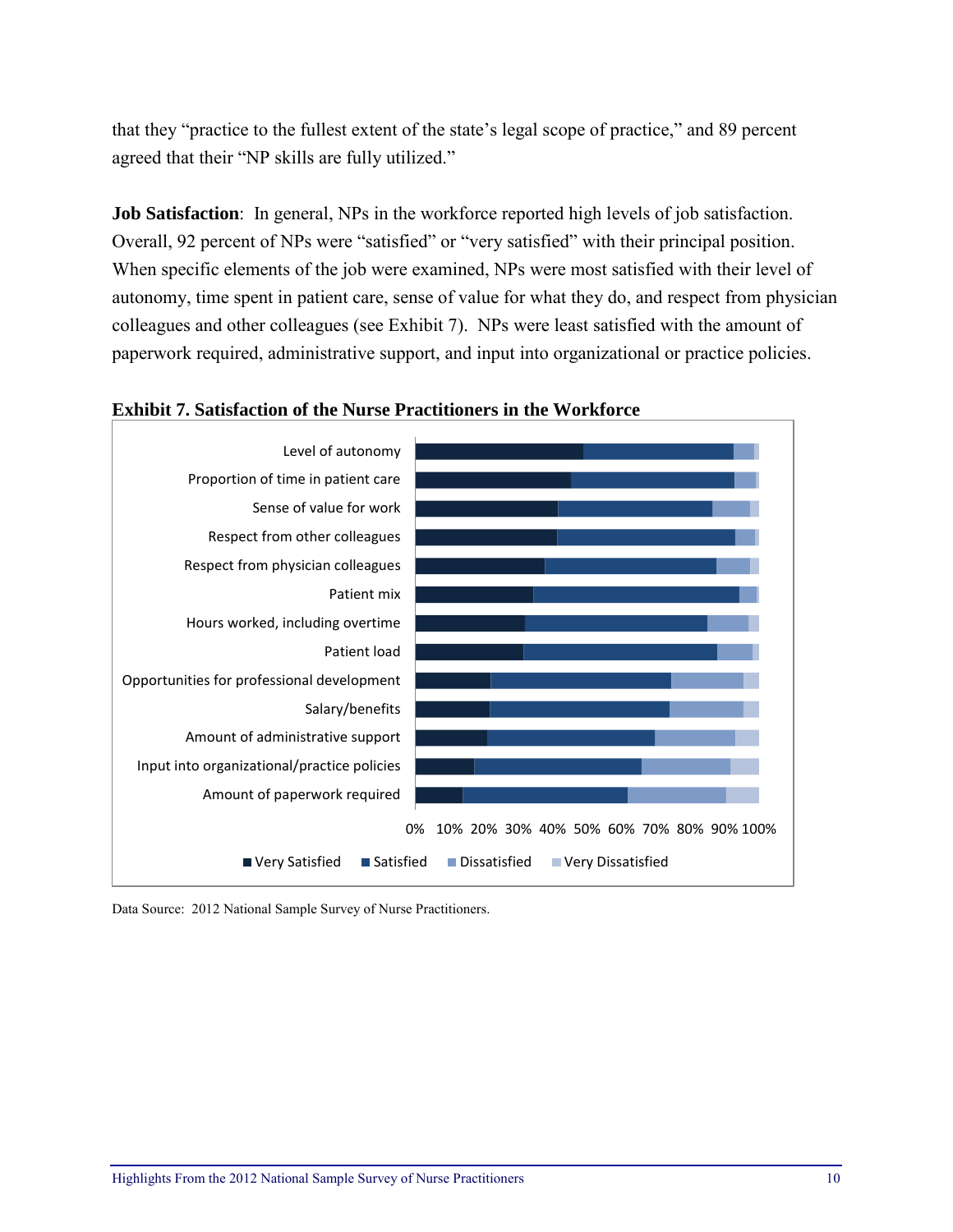that they "practice to the fullest extent of the state's legal scope of practice," and 89 percent agreed that their "NP skills are fully utilized."

**Job Satisfaction**: In general, NPs in the workforce reported high levels of job satisfaction. Overall, 92 percent of NPs were "satisfied" or "very satisfied" with their principal position. When specific elements of the job were examined, NPs were most satisfied with their level of autonomy, time spent in patient care, sense of value for what they do, and respect from physician colleagues and other colleagues (see Exhibit 7). NPs were least satisfied with the amount of paperwork required, administrative support, and input into organizational or practice policies.

**Exhibit 7. Satisfaction of the Nurse Practitioners in the Workforce**

Level of autonomy
Proportion of time in patient care
Sense of value for work
Respect from other colleagues
Respect from physician colleagues
Patient mix
Hours worked, including overtime
Patient load
Opportunities for professional development
Salary/benefits
Amount of administrative support
Input into organizational/practice policies
Amount of paperwork required

0% 10% 20% 30% 40% 50% 60% 70% 80% 90% 100%

■ Very Satisfied ■ Satisfied ■ Dissatisfied ■ Very Dissatisfied

Data Source: 2012 National Sample Survey of Nurse Practitioners.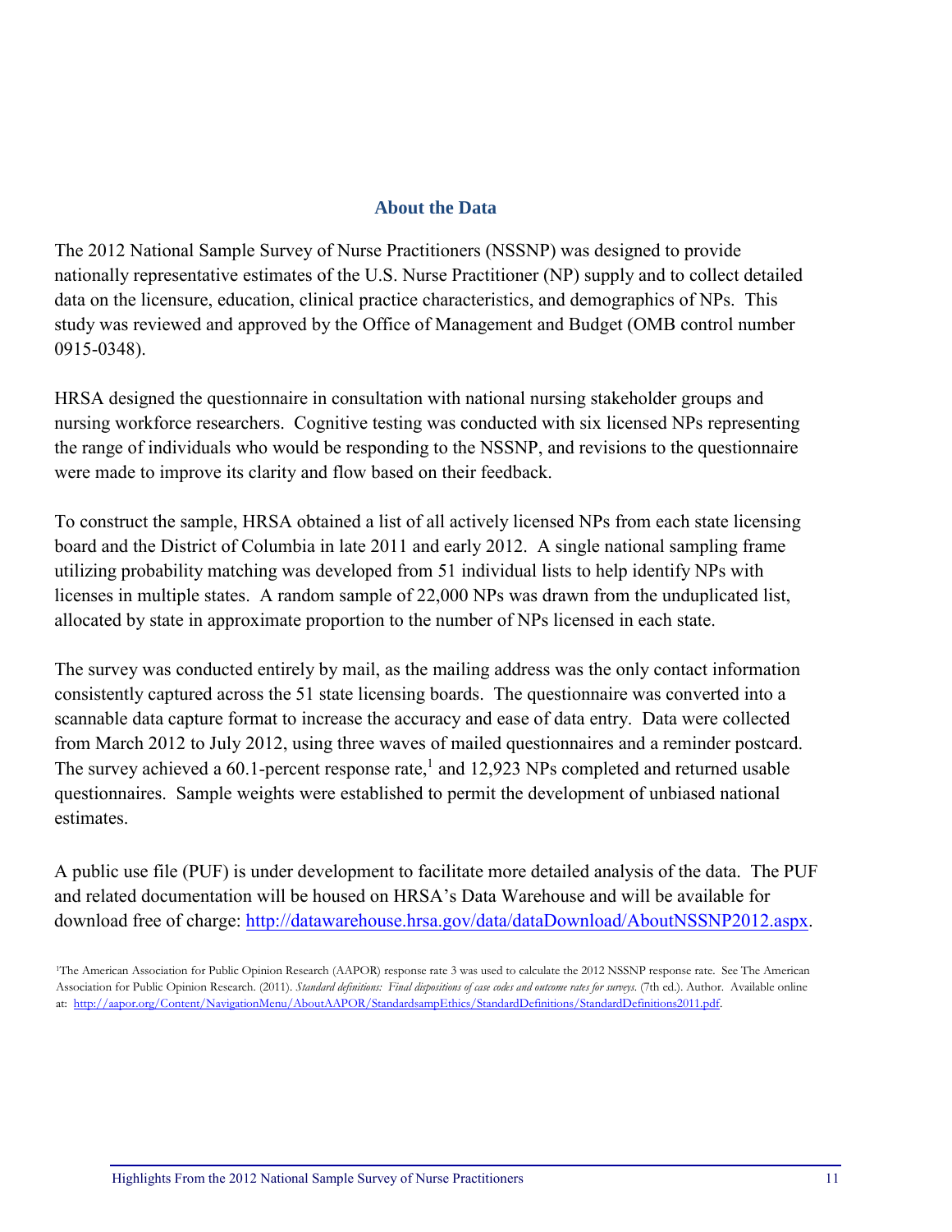## About the Data

The 2012 National Sample Survey of Nurse Practitioners (NSSNP) was designed to provide nationally representative estimates of the U.S. Nurse Practitioner (NP) supply and to collect detailed data on the licensure, education, clinical practice characteristics, and demographics of NPs. This study was reviewed and approved by the Office of Management and Budget (OMB control number 0915-0348).

HRSA designed the questionnaire in consultation with national nursing stakeholder groups and nursing workforce researchers. Cognitive testing was conducted with six licensed NPs representing the range of individuals who would be responding to the NSSNP, and revisions to the questionnaire were made to improve its clarity and flow based on their feedback.

To construct the sample, HRSA obtained a list of all actively licensed NPs from each state licensing board and the District of Columbia in late 2011 and early 2012. A single national sampling frame utilizing probability matching was developed from 51 individual lists to help identify NPs with licenses in multiple states. A random sample of 22,000 NPs was drawn from the unduplicated list, allocated by state in approximate proportion to the number of NPs licensed in each state.

The survey was conducted entirely by mail, as the mailing address was the only contact information consistently captured across the 51 state licensing boards. The questionnaire was converted into a scannable data capture format to increase the accuracy and ease of data entry. Data were collected from March 2012 to July 2012, using three waves of mailed questionnaires and a reminder postcard. The survey achieved a 60.1-percent response rate,[1] and 12,923 NPs completed and returned usable questionnaires. Sample weights were established to permit the development of unbiased national estimates.

A public use file (PUF) is under development to facilitate more detailed analysis of the data. The PUF and related documentation will be housed on HRSA's Data Warehouse and will be available for download free of charge: http://datawarehouse.hrsa.gov/data/dataDownload/AboutNSSNP2012.aspx.

[1]The American Association for Public Opinion Research (AAPOR) response rate 3 was used to calculate the 2012 NSSNP response rate. See The American Association for Public Opinion Research. (2011). *Standard definitions: Final dispositions of case codes and outcome rates for surveys*. (7th ed.). Author. Available online at: http://aapor.org/Content/NavigationMenu/AboutAAPOR/StandardsampEthics/StandardDefinitions/StandardDefinitions2011.pdf.